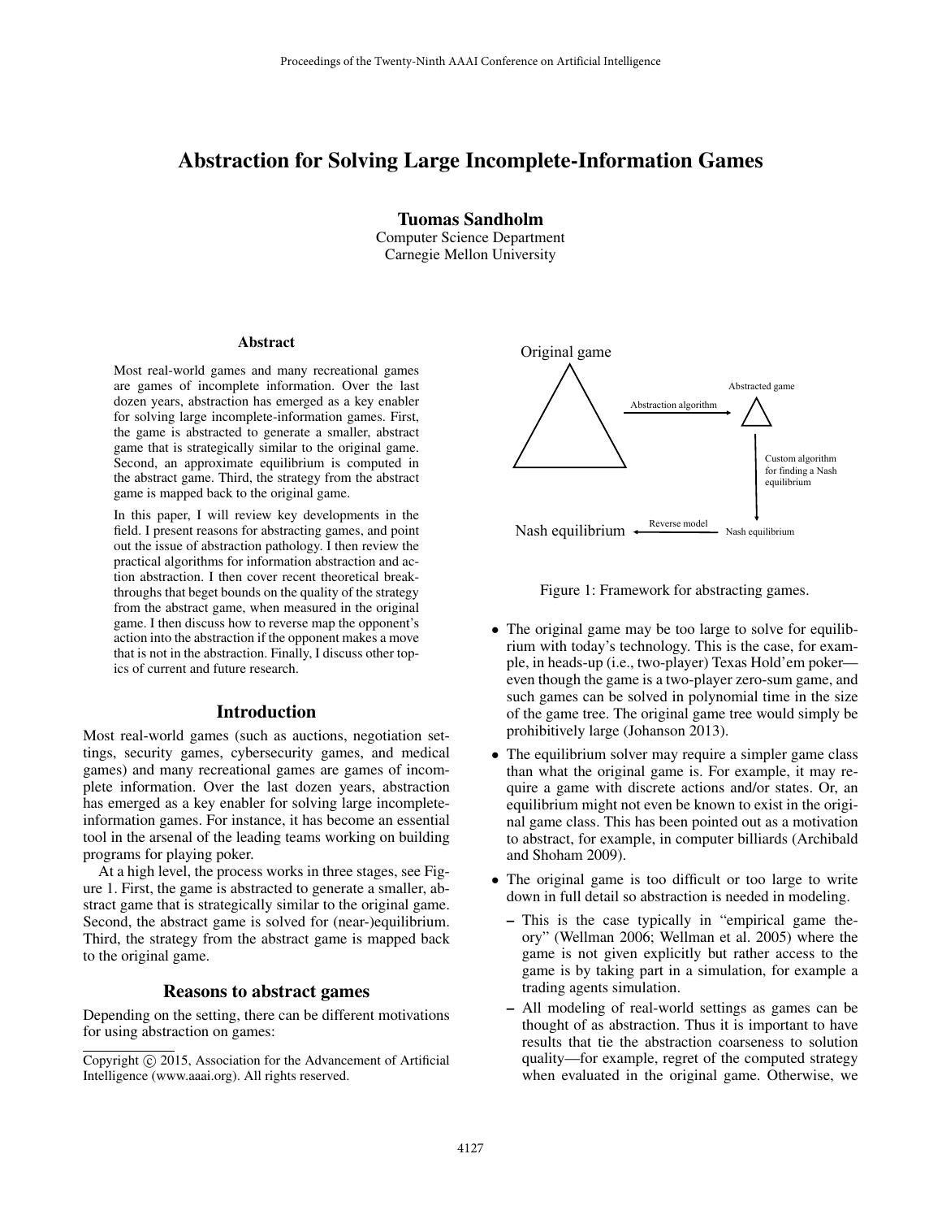# Abstraction for Solving Large Incomplete-Information Games

**Tuomas Sandholm**
Computer Science Department
Carnegie Mellon University

## Abstract

Most real-world games and many recreational games are games of incomplete information. Over the last dozen years, abstraction has emerged as a key enabler for solving large incomplete-information games. First, the game is abstracted to generate a smaller, abstract game that is strategically similar to the original game. Second, an approximate equilibrium is computed in the abstract game. Third, the strategy from the abstract game is mapped back to the original game.

In this paper, I will review key developments in the field. I present reasons for abstracting games, and point out the issue of abstraction pathology. I then review the practical algorithms for information abstraction and action abstraction. I then cover recent theoretical breakthroughs that beget bounds on the quality of the strategy from the abstract game, when measured in the original game. I then discuss how to reverse map the opponent's action into the abstraction if the opponent makes a move that is not in the abstraction. Finally, I discuss other topics of current and future research.

## Introduction

Most real-world games (such as auctions, negotiation settings, security games, cybersecurity games, and medical games) and many recreational games are games of incomplete information. Over the last dozen years, abstraction has emerged as a key enabler for solving large incomplete-information games. For instance, it has become an essential tool in the arsenal of the leading teams working on building programs for playing poker.

At a high level, the process works in three stages, see Figure 1. First, the game is abstracted to generate a smaller, abstract game that is strategically similar to the original game. Second, the abstract game is solved for (near-)equilibrium. Third, the strategy from the abstract game is mapped back to the original game.

Original game → (Abstraction algorithm) → Abstracted game → (Custom algorithm for finding a Nash equilibrium) → Nash equilibrium → (Reverse model) → Nash equilibrium

Figure 1: Framework for abstracting games.

## Reasons to abstract games

Depending on the setting, there can be different motivations for using abstraction on games:

- The original game may be too large to solve for equilibrium with today's technology. This is the case, for example, in heads-up (i.e., two-player) Texas Hold'em poker—even though the game is a two-player zero-sum game, and such games can be solved in polynomial time in the size of the game tree. The original game tree would simply be prohibitively large (Johanson 2013).
- The equilibrium solver may require a simpler game class than what the original game is. For example, it may require a game with discrete actions and/or states. Or, an equilibrium might not even be known to exist in the original game class. This has been pointed out as a motivation to abstract, for example, in computer billiards (Archibald and Shoham 2009).
- The original game is too difficult or too large to write down in full detail so abstraction is needed in modeling.
  - This is the case typically in "empirical game theory" (Wellman 2006; Wellman et al. 2005) where the game is not given explicitly but rather access to the game is by taking part in a simulation, for example a trading agents simulation.
  - All modeling of real-world settings as games can be thought of as abstraction. Thus it is important to have results that tie the abstraction coarseness to solution quality—for example, regret of the computed strategy when evaluated in the original game. Otherwise, we

Copyright © 2015, Association for the Advancement of Artificial Intelligence (www.aaai.org). All rights reserved.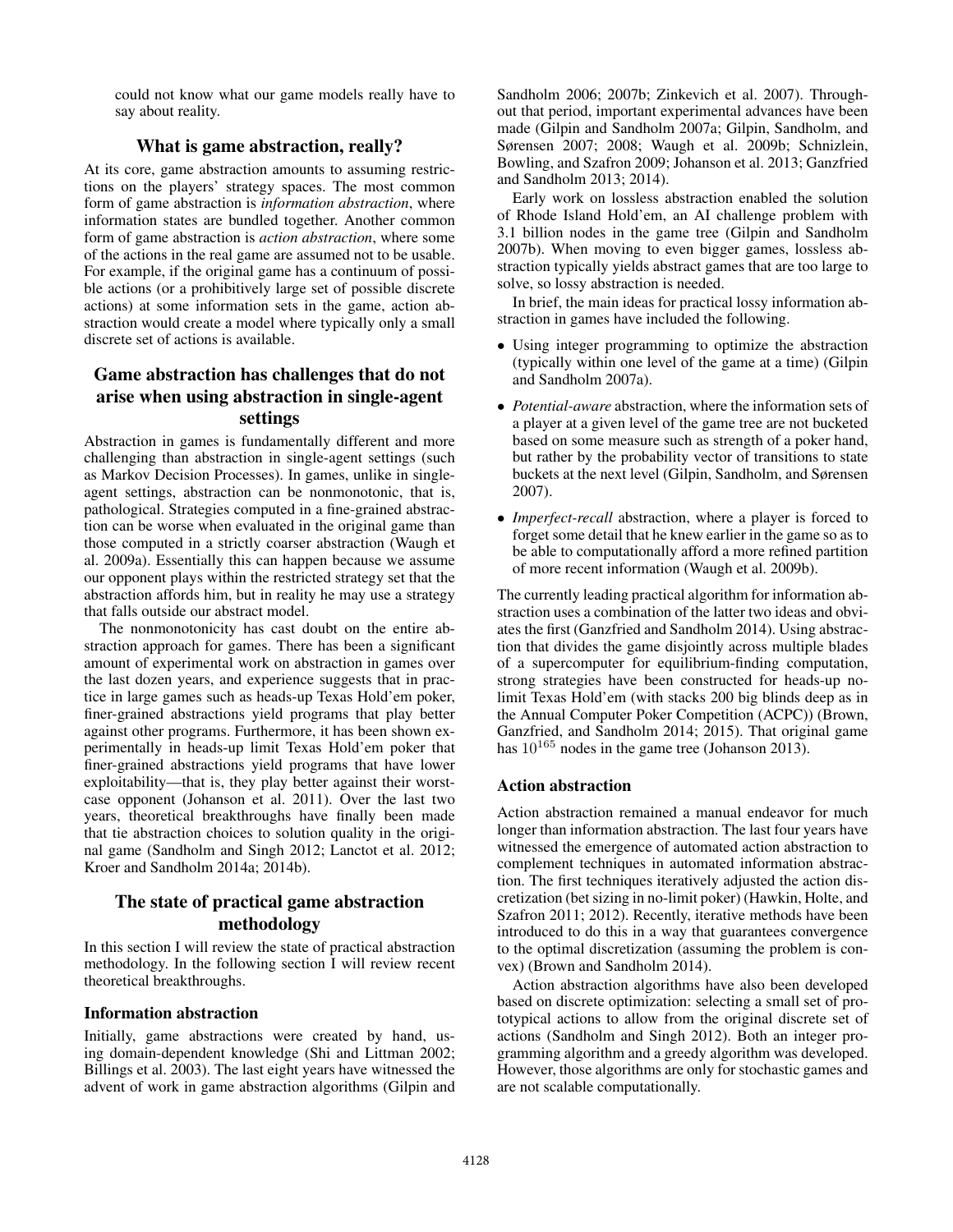could not know what our game models really have to say about reality.

## What is game abstraction, really?

At its core, game abstraction amounts to assuming restrictions on the players' strategy spaces. The most common form of game abstraction is *information abstraction*, where information states are bundled together. Another common form of game abstraction is *action abstraction*, where some of the actions in the real game are assumed not to be usable. For example, if the original game has a continuum of possible actions (or a prohibitively large set of possible discrete actions) at some information sets in the game, action abstraction would create a model where typically only a small discrete set of actions is available.

## Game abstraction has challenges that do not arise when using abstraction in single-agent settings

Abstraction in games is fundamentally different and more challenging than abstraction in single-agent settings (such as Markov Decision Processes). In games, unlike in single-agent settings, abstraction can be nonmonotonic, that is, pathological. Strategies computed in a fine-grained abstraction can be worse when evaluated in the original game than those computed in a strictly coarser abstraction (Waugh et al. 2009a). Essentially this can happen because we assume our opponent plays within the restricted strategy set that the abstraction affords him, but in reality he may use a strategy that falls outside our abstract model.

The nonmonotonicity has cast doubt on the entire abstraction approach for games. There has been a significant amount of experimental work on abstraction in games over the last dozen years, and experience suggests that in practice in large games such as heads-up Texas Hold'em poker, finer-grained abstractions yield programs that play better against other programs. Furthermore, it has been shown experimentally in heads-up limit Texas Hold'em poker that finer-grained abstractions yield programs that have lower exploitability—that is, they play better against their worst-case opponent (Johanson et al. 2011). Over the last two years, theoretical breakthroughs have finally been made that tie abstraction choices to solution quality in the original game (Sandholm and Singh 2012; Lanctot et al. 2012; Kroer and Sandholm 2014a; 2014b).

## The state of practical game abstraction methodology

In this section I will review the state of practical abstraction methodology. In the following section I will review recent theoretical breakthroughs.

### Information abstraction

Initially, game abstractions were created by hand, using domain-dependent knowledge (Shi and Littman 2002; Billings et al. 2003). The last eight years have witnessed the advent of work in game abstraction algorithms (Gilpin and Sandholm 2006; 2007b; Zinkevich et al. 2007). Throughout that period, important experimental advances have been made (Gilpin and Sandholm 2007a; Gilpin, Sandholm, and Sørensen 2007; 2008; Waugh et al. 2009b; Schnizlein, Bowling, and Szafron 2009; Johanson et al. 2013; Ganzfried and Sandholm 2013; 2014).

Early work on lossless abstraction enabled the solution of Rhode Island Hold'em, an AI challenge problem with 3.1 billion nodes in the game tree (Gilpin and Sandholm 2007b). When moving to even bigger games, lossless abstraction typically yields abstract games that are too large to solve, so lossy abstraction is needed.

In brief, the main ideas for practical lossy information abstraction in games have included the following.

- Using integer programming to optimize the abstraction (typically within one level of the game at a time) (Gilpin and Sandholm 2007a).
- *Potential-aware* abstraction, where the information sets of a player at a given level of the game tree are not bucketed based on some measure such as strength of a poker hand, but rather by the probability vector of transitions to state buckets at the next level (Gilpin, Sandholm, and Sørensen 2007).
- *Imperfect-recall* abstraction, where a player is forced to forget some detail that he knew earlier in the game so as to be able to computationally afford a more refined partition of more recent information (Waugh et al. 2009b).

The currently leading practical algorithm for information abstraction uses a combination of the latter two ideas and obviates the first (Ganzfried and Sandholm 2014). Using abstraction that divides the game disjointly across multiple blades of a supercomputer for equilibrium-finding computation, strong strategies have been constructed for heads-up no-limit Texas Hold'em (with stacks 200 big blinds deep as in the Annual Computer Poker Competition (ACPC)) (Brown, Ganzfried, and Sandholm 2014; 2015). That original game has $10^{165}$ nodes in the game tree (Johanson 2013).

### Action abstraction

Action abstraction remained a manual endeavor for much longer than information abstraction. The last four years have witnessed the emergence of automated action abstraction to complement techniques in automated information abstraction. The first techniques iteratively adjusted the action discretization (bet sizing in no-limit poker) (Hawkin, Holte, and Szafron 2011; 2012). Recently, iterative methods have been introduced to do this in a way that guarantees convergence to the optimal discretization (assuming the problem is convex) (Brown and Sandholm 2014).

Action abstraction algorithms have also been developed based on discrete optimization: selecting a small set of prototypical actions to allow from the original discrete set of actions (Sandholm and Singh 2012). Both an integer programming algorithm and a greedy algorithm was developed. However, those algorithms are only for stochastic games and are not scalable computationally.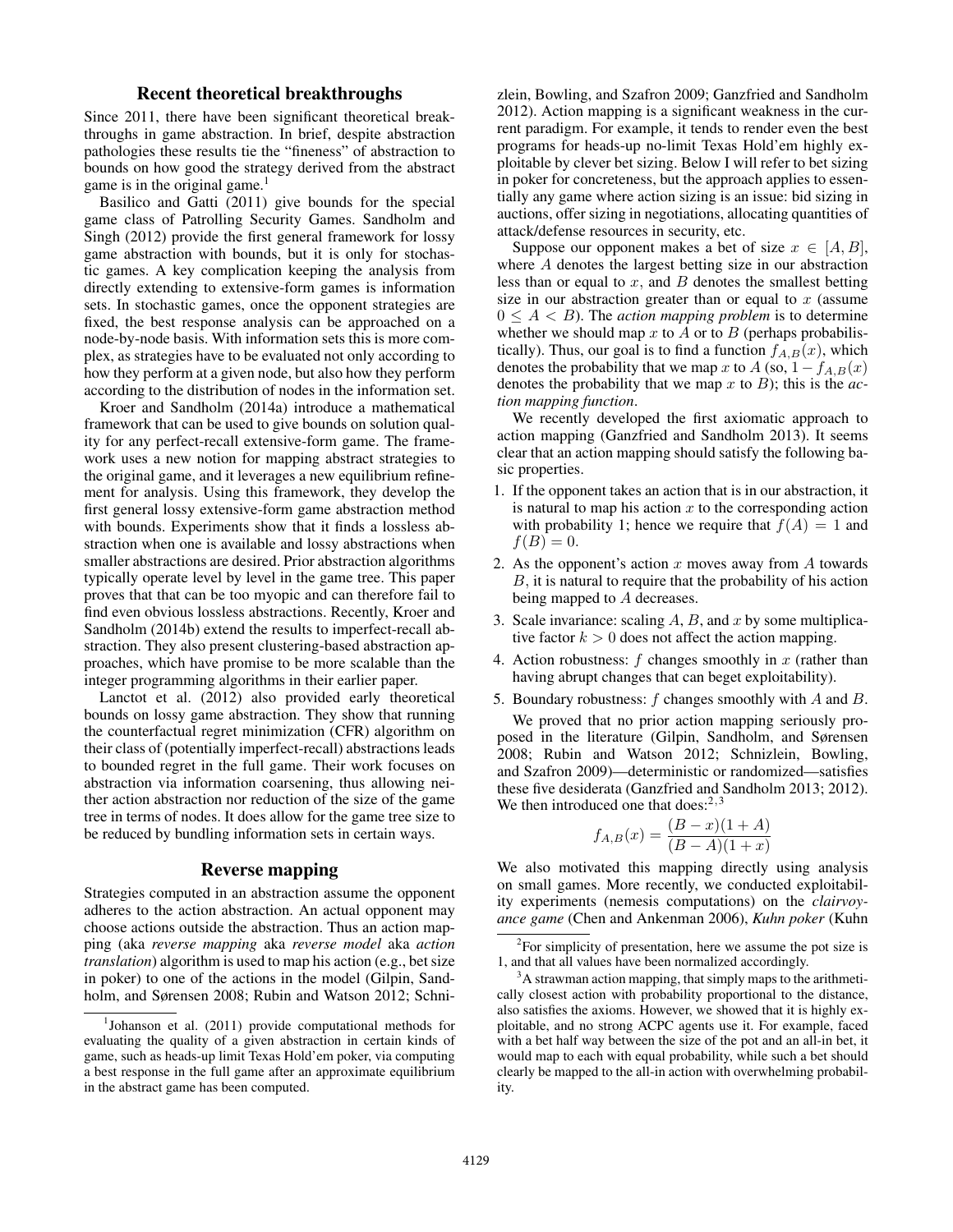## Recent theoretical breakthroughs

Since 2011, there have been significant theoretical breakthroughs in game abstraction. In brief, despite abstraction pathologies these results tie the "fineness" of abstraction to bounds on how good the strategy derived from the abstract game is in the original game.[1]

Basilico and Gatti (2011) give bounds for the special game class of Patrolling Security Games. Sandholm and Singh (2012) provide the first general framework for lossy game abstraction with bounds, but it is only for stochastic games. A key complication keeping the analysis from directly extending to extensive-form games is information sets. In stochastic games, once the opponent strategies are fixed, the best response analysis can be approached on a node-by-node basis. With information sets this is more complex, as strategies have to be evaluated not only according to how they perform at a given node, but also how they perform according to the distribution of nodes in the information set.

Kroer and Sandholm (2014a) introduce a mathematical framework that can be used to give bounds on solution quality for any perfect-recall extensive-form game. The framework uses a new notion for mapping abstract strategies to the original game, and it leverages a new equilibrium refinement for analysis. Using this framework, they develop the first general lossy extensive-form game abstraction method with bounds. Experiments show that it finds a lossless abstraction when one is available and lossy abstractions when smaller abstractions are desired. Prior abstraction algorithms typically operate level by level in the game tree. This paper proves that that can be too myopic and can therefore fail to find even obvious lossless abstractions. Recently, Kroer and Sandholm (2014b) extend the results to imperfect-recall abstraction. They also present clustering-based abstraction approaches, which have promise to be more scalable than the integer programming algorithms in their earlier paper.

Lanctot et al. (2012) also provided early theoretical bounds on lossy game abstraction. They show that running the counterfactual regret minimization (CFR) algorithm on their class of (potentially imperfect-recall) abstractions leads to bounded regret in the full game. Their work focuses on abstraction via information coarsening, thus allowing neither action abstraction nor reduction of the size of the game tree in terms of nodes. It does allow for the game tree size to be reduced by bundling information sets in certain ways.

## Reverse mapping

Strategies computed in an abstraction assume the opponent adheres to the action abstraction. An actual opponent may choose actions outside the abstraction. Thus an action mapping (aka *reverse mapping* aka *reverse model* aka *action translation*) algorithm is used to map his action (e.g., bet size in poker) to one of the actions in the model (Gilpin, Sandholm, and Sørensen 2008; Rubin and Watson 2012; Schnizlein, Bowling, and Szafron 2009; Ganzfried and Sandholm 2012). Action mapping is a significant weakness in the current paradigm. For example, it tends to render even the best programs for heads-up no-limit Texas Hold'em highly exploitable by clever bet sizing. Below I will refer to bet sizing in poker for concreteness, but the approach applies to essentially any game where action sizing is an issue: bid sizing in auctions, offer sizing in negotiations, allocating quantities of attack/defense resources in security, etc.

Suppose our opponent makes a bet of size $x \in [A, B]$, where $A$ denotes the largest betting size in our abstraction less than or equal to $x$, and $B$ denotes the smallest betting size in our abstraction greater than or equal to $x$ (assume $0 \leq A < B$). The *action mapping problem* is to determine whether we should map $x$ to $A$ or to $B$ (perhaps probabilistically). Thus, our goal is to find a function $f_{A,B}(x)$, which denotes the probability that we map $x$ to $A$ (so, $1 - f_{A,B}(x)$ denotes the probability that we map $x$ to $B$); this is the *action mapping function*.

We recently developed the first axiomatic approach to action mapping (Ganzfried and Sandholm 2013). It seems clear that an action mapping should satisfy the following basic properties.

1. If the opponent takes an action that is in our abstraction, it is natural to map his action $x$ to the corresponding action with probability 1; hence we require that $f(A) = 1$ and $f(B) = 0$.
2. As the opponent's action $x$ moves away from $A$ towards $B$, it is natural to require that the probability of his action being mapped to $A$ decreases.
3. Scale invariance: scaling $A$, $B$, and $x$ by some multiplicative factor $k > 0$ does not affect the action mapping.
4. Action robustness: $f$ changes smoothly in $x$ (rather than having abrupt changes that can beget exploitability).
5. Boundary robustness: $f$ changes smoothly with $A$ and $B$.

We proved that no prior action mapping seriously proposed in the literature (Gilpin, Sandholm, and Sørensen 2008; Rubin and Watson 2012; Schnizlein, Bowling, and Szafron 2009)—deterministic or randomized—satisfies these five desiderata (Ganzfried and Sandholm 2013; 2012). We then introduced one that does:[2,3]

$$f_{A,B}(x) = \frac{(B - x)(1 + A)}{(B - A)(1 + x)}$$

We also motivated this mapping directly using analysis on small games. More recently, we conducted exploitability experiments (nemesis computations) on the *clairvoyance game* (Chen and Ankenman 2006), *Kuhn poker* (Kuhn

[1] Johanson et al. (2011) provide computational methods for evaluating the quality of a given abstraction in certain kinds of game, such as heads-up limit Texas Hold'em poker, via computing a best response in the full game after an approximate equilibrium in the abstract game has been computed.

[2] For simplicity of presentation, here we assume the pot size is 1, and that all values have been normalized accordingly.

[3] A strawman action mapping, that simply maps to the arithmetically closest action with probability proportional to the distance, also satisfies the axioms. However, we showed that it is highly exploitable, and no strong ACPC agents use it. For example, faced with a bet half way between the size of the pot and an all-in bet, it would map to each with equal probability, while such a bet should clearly be mapped to the all-in action with overwhelming probability.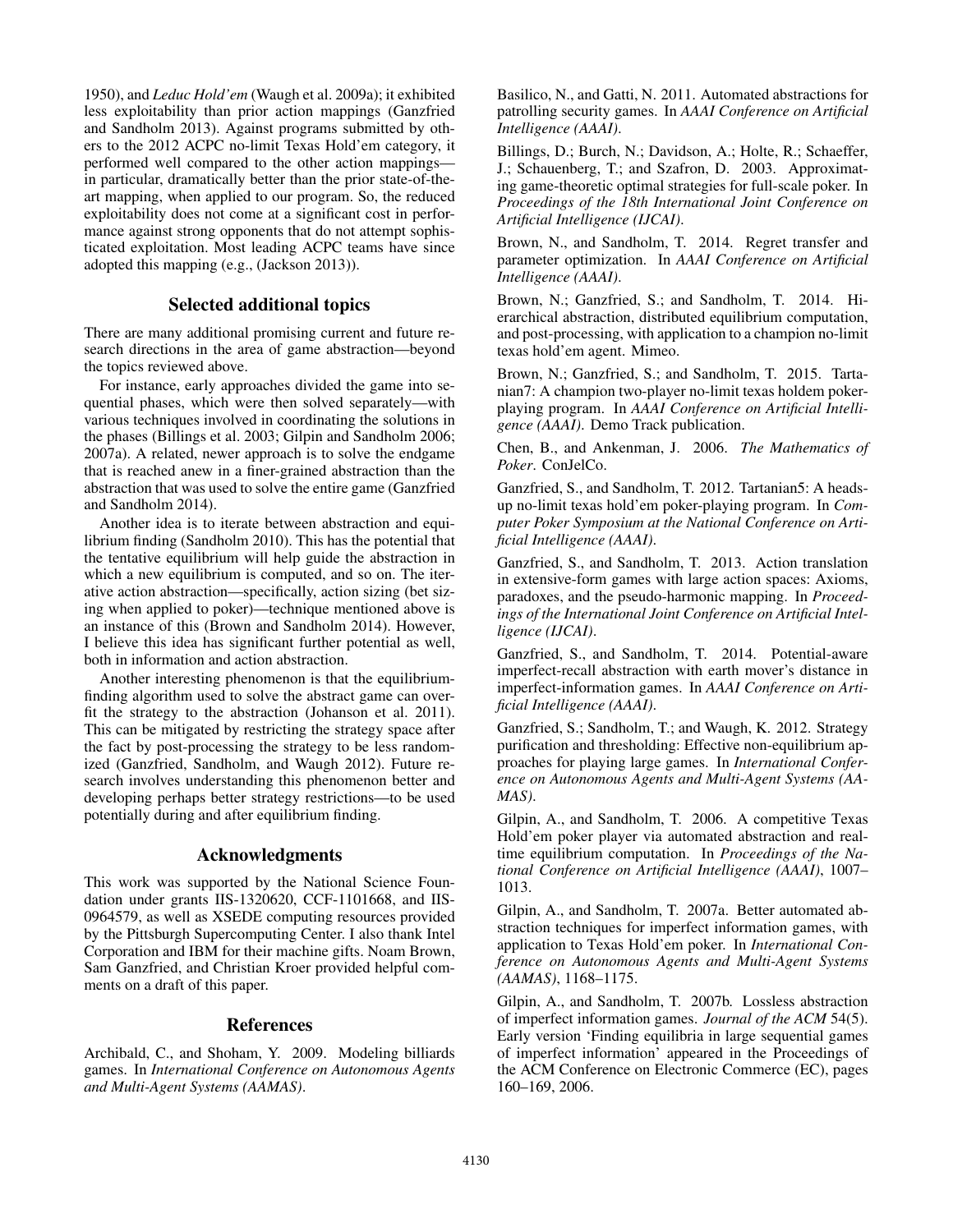1950), and *Leduc Hold'em* (Waugh et al. 2009a); it exhibited less exploitability than prior action mappings (Ganzfried and Sandholm 2013). Against programs submitted by others to the 2012 ACPC no-limit Texas Hold'em category, it performed well compared to the other action mappings—in particular, dramatically better than the prior state-of-the-art mapping, when applied to our program. So, the reduced exploitability does not come at a significant cost in performance against strong opponents that do not attempt sophisticated exploitation. Most leading ACPC teams have since adopted this mapping (e.g., (Jackson 2013)).

## Selected additional topics

There are many additional promising current and future research directions in the area of game abstraction—beyond the topics reviewed above.

For instance, early approaches divided the game into sequential phases, which were then solved separately—with various techniques involved in coordinating the solutions in the phases (Billings et al. 2003; Gilpin and Sandholm 2006; 2007a). A related, newer approach is to solve the endgame that is reached anew in a finer-grained abstraction than the abstraction that was used to solve the entire game (Ganzfried and Sandholm 2014).

Another idea is to iterate between abstraction and equilibrium finding (Sandholm 2010). This has the potential that the tentative equilibrium will help guide the abstraction in which a new equilibrium is computed, and so on. The iterative action abstraction—specifically, action sizing (bet sizing when applied to poker)—technique mentioned above is an instance of this (Brown and Sandholm 2014). However, I believe this idea has significant further potential as well, both in information and action abstraction.

Another interesting phenomenon is that the equilibrium-finding algorithm used to solve the abstract game can overfit the strategy to the abstraction (Johanson et al. 2011). This can be mitigated by restricting the strategy space after the fact by post-processing the strategy to be less randomized (Ganzfried, Sandholm, and Waugh 2012). Future research involves understanding this phenomenon better and developing perhaps better strategy restrictions—to be used potentially during and after equilibrium finding.

## Acknowledgments

This work was supported by the National Science Foundation under grants IIS-1320620, CCF-1101668, and IIS-0964579, as well as XSEDE computing resources provided by the Pittsburgh Supercomputing Center. I also thank Intel Corporation and IBM for their machine gifts. Noam Brown, Sam Ganzfried, and Christian Kroer provided helpful comments on a draft of this paper.

## References

Archibald, C., and Shoham, Y. 2009. Modeling billiards games. In *International Conference on Autonomous Agents and Multi-Agent Systems (AAMAS)*.

Basilico, N., and Gatti, N. 2011. Automated abstractions for patrolling security games. In *AAAI Conference on Artificial Intelligence (AAAI)*.

Billings, D.; Burch, N.; Davidson, A.; Holte, R.; Schaeffer, J.; Schauenberg, T.; and Szafron, D. 2003. Approximating game-theoretic optimal strategies for full-scale poker. In *Proceedings of the 18th International Joint Conference on Artificial Intelligence (IJCAI)*.

Brown, N., and Sandholm, T. 2014. Regret transfer and parameter optimization. In *AAAI Conference on Artificial Intelligence (AAAI)*.

Brown, N.; Ganzfried, S.; and Sandholm, T. 2014. Hierarchical abstraction, distributed equilibrium computation, and post-processing, with application to a champion no-limit texas hold'em agent. Mimeo.

Brown, N.; Ganzfried, S.; and Sandholm, T. 2015. Tartanian7: A champion two-player no-limit texas holdem poker-playing program. In *AAAI Conference on Artificial Intelligence (AAAI)*. Demo Track publication.

Chen, B., and Ankenman, J. 2006. *The Mathematics of Poker*. ConJelCo.

Ganzfried, S., and Sandholm, T. 2012. Tartanian5: A heads-up no-limit texas hold'em poker-playing program. In *Computer Poker Symposium at the National Conference on Artificial Intelligence (AAAI)*.

Ganzfried, S., and Sandholm, T. 2013. Action translation in extensive-form games with large action spaces: Axioms, paradoxes, and the pseudo-harmonic mapping. In *Proceedings of the International Joint Conference on Artificial Intelligence (IJCAI)*.

Ganzfried, S., and Sandholm, T. 2014. Potential-aware imperfect-recall abstraction with earth mover's distance in imperfect-information games. In *AAAI Conference on Artificial Intelligence (AAAI)*.

Ganzfried, S.; Sandholm, T.; and Waugh, K. 2012. Strategy purification and thresholding: Effective non-equilibrium approaches for playing large games. In *International Conference on Autonomous Agents and Multi-Agent Systems (AAMAS)*.

Gilpin, A., and Sandholm, T. 2006. A competitive Texas Hold'em poker player via automated abstraction and real-time equilibrium computation. In *Proceedings of the National Conference on Artificial Intelligence (AAAI)*, 1007–1013.

Gilpin, A., and Sandholm, T. 2007a. Better automated abstraction techniques for imperfect information games, with application to Texas Hold'em poker. In *International Conference on Autonomous Agents and Multi-Agent Systems (AAMAS)*, 1168–1175.

Gilpin, A., and Sandholm, T. 2007b. Lossless abstraction of imperfect information games. *Journal of the ACM* 54(5). Early version 'Finding equilibria in large sequential games of imperfect information' appeared in the Proceedings of the ACM Conference on Electronic Commerce (EC), pages 160–169, 2006.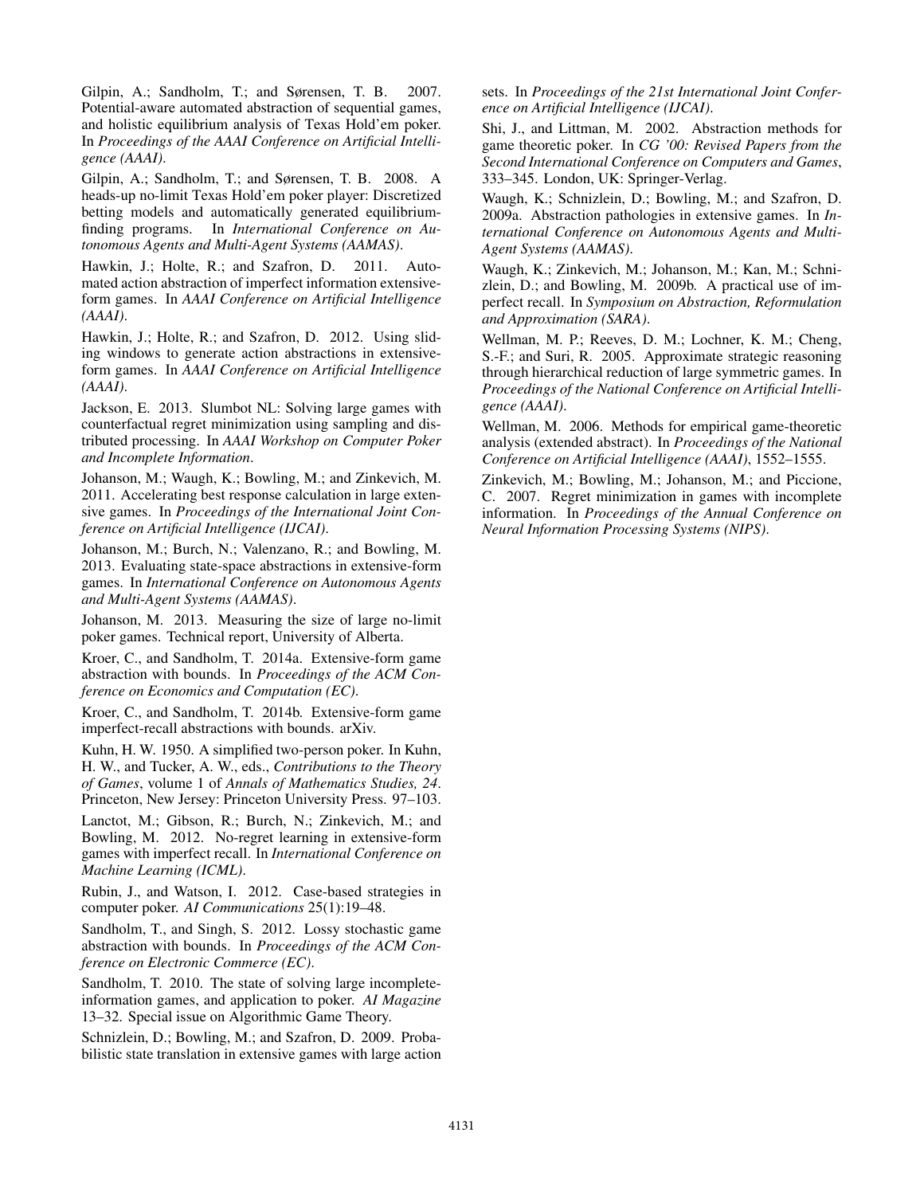Gilpin, A.; Sandholm, T.; and Sørensen, T. B. 2007. Potential-aware automated abstraction of sequential games, and holistic equilibrium analysis of Texas Hold'em poker. In *Proceedings of the AAAI Conference on Artificial Intelligence (AAAI)*.

Gilpin, A.; Sandholm, T.; and Sørensen, T. B. 2008. A heads-up no-limit Texas Hold'em poker player: Discretized betting models and automatically generated equilibrium-finding programs. In *International Conference on Autonomous Agents and Multi-Agent Systems (AAMAS)*.

Hawkin, J.; Holte, R.; and Szafron, D. 2011. Automated action abstraction of imperfect information extensive-form games. In *AAAI Conference on Artificial Intelligence (AAAI)*.

Hawkin, J.; Holte, R.; and Szafron, D. 2012. Using sliding windows to generate action abstractions in extensive-form games. In *AAAI Conference on Artificial Intelligence (AAAI)*.

Jackson, E. 2013. Slumbot NL: Solving large games with counterfactual regret minimization using sampling and distributed processing. In *AAAI Workshop on Computer Poker and Incomplete Information*.

Johanson, M.; Waugh, K.; Bowling, M.; and Zinkevich, M. 2011. Accelerating best response calculation in large extensive games. In *Proceedings of the International Joint Conference on Artificial Intelligence (IJCAI)*.

Johanson, M.; Burch, N.; Valenzano, R.; and Bowling, M. 2013. Evaluating state-space abstractions in extensive-form games. In *International Conference on Autonomous Agents and Multi-Agent Systems (AAMAS)*.

Johanson, M. 2013. Measuring the size of large no-limit poker games. Technical report, University of Alberta.

Kroer, C., and Sandholm, T. 2014a. Extensive-form game abstraction with bounds. In *Proceedings of the ACM Conference on Economics and Computation (EC)*.

Kroer, C., and Sandholm, T. 2014b. Extensive-form game imperfect-recall abstractions with bounds. arXiv.

Kuhn, H. W. 1950. A simplified two-person poker. In Kuhn, H. W., and Tucker, A. W., eds., *Contributions to the Theory of Games*, volume 1 of *Annals of Mathematics Studies, 24*. Princeton, New Jersey: Princeton University Press. 97–103.

Lanctot, M.; Gibson, R.; Burch, N.; Zinkevich, M.; and Bowling, M. 2012. No-regret learning in extensive-form games with imperfect recall. In *International Conference on Machine Learning (ICML)*.

Rubin, J., and Watson, I. 2012. Case-based strategies in computer poker. *AI Communications* 25(1):19–48.

Sandholm, T., and Singh, S. 2012. Lossy stochastic game abstraction with bounds. In *Proceedings of the ACM Conference on Electronic Commerce (EC)*.

Sandholm, T. 2010. The state of solving large incomplete-information games, and application to poker. *AI Magazine* 13–32. Special issue on Algorithmic Game Theory.

Schnizlein, D.; Bowling, M.; and Szafron, D. 2009. Probabilistic state translation in extensive games with large action sets. In *Proceedings of the 21st International Joint Conference on Artificial Intelligence (IJCAI)*.

Shi, J., and Littman, M. 2002. Abstraction methods for game theoretic poker. In *CG '00: Revised Papers from the Second International Conference on Computers and Games*, 333–345. London, UK: Springer-Verlag.

Waugh, K.; Schnizlein, D.; Bowling, M.; and Szafron, D. 2009a. Abstraction pathologies in extensive games. In *International Conference on Autonomous Agents and Multi-Agent Systems (AAMAS)*.

Waugh, K.; Zinkevich, M.; Johanson, M.; Kan, M.; Schnizlein, D.; and Bowling, M. 2009b. A practical use of imperfect recall. In *Symposium on Abstraction, Reformulation and Approximation (SARA)*.

Wellman, M. P.; Reeves, D. M.; Lochner, K. M.; Cheng, S.-F.; and Suri, R. 2005. Approximate strategic reasoning through hierarchical reduction of large symmetric games. In *Proceedings of the National Conference on Artificial Intelligence (AAAI)*.

Wellman, M. 2006. Methods for empirical game-theoretic analysis (extended abstract). In *Proceedings of the National Conference on Artificial Intelligence (AAAI)*, 1552–1555.

Zinkevich, M.; Bowling, M.; Johanson, M.; and Piccione, C. 2007. Regret minimization in games with incomplete information. In *Proceedings of the Annual Conference on Neural Information Processing Systems (NIPS)*.